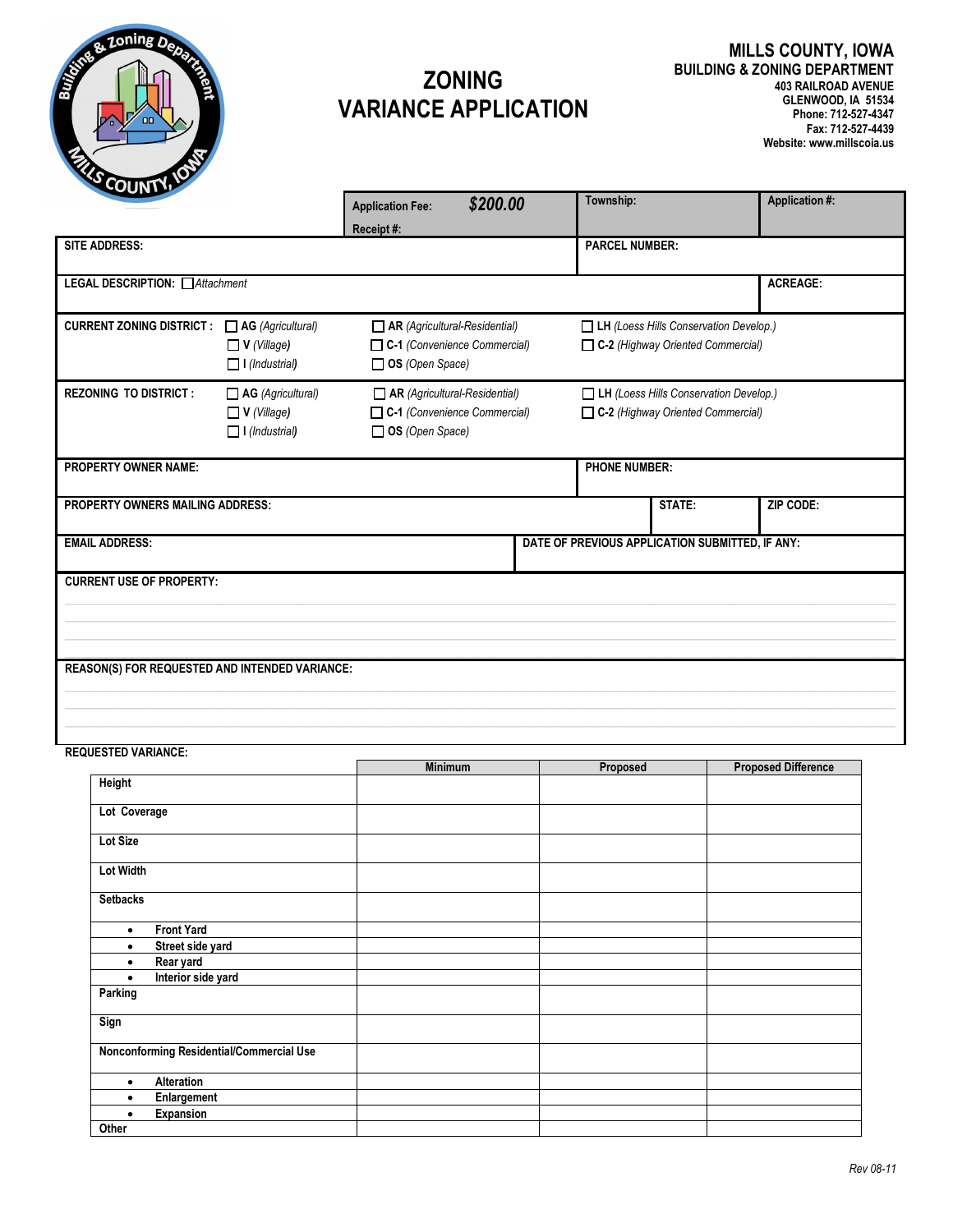# ZONING VARIANCE APPLICATION

**MILLS COUNTY, IOWA**
**BUILDING & ZONING DEPARTMENT**
403 RAILROAD AVENUE
GLENWOOD, IA 51534
Phone: 712-527-4347
Fax: 712-527-4439
Website: www.millscoia.us

| | | |
|---|---|---|
| **Application Fee:** *$200.00* <br> **Receipt #:** | **Township:** | **Application #:** |

**SITE ADDRESS:**

**PARCEL NUMBER:**

**LEGAL DESCRIPTION:** ☐ *Attachment*

**ACREAGE:**

**CURRENT ZONING DISTRICT:**
☐ **AG** *(Agricultural)* ☐ **AR** *(Agricultural-Residential)* ☐ **LH** *(Loess Hills Conservation Develop.)*
☐ **V** *(Village)* ☐ **C-1** *(Convenience Commercial)* ☐ **C-2** *(Highway Oriented Commercial)*
☐ **I** *(Industrial)* ☐ **OS** *(Open Space)*

**REZONING TO DISTRICT:**
☐ **AG** *(Agricultural)* ☐ **AR** *(Agricultural-Residential)* ☐ **LH** *(Loess Hills Conservation Develop.)*
☐ **V** *(Village)* ☐ **C-1** *(Convenience Commercial)* ☐ **C-2** *(Highway Oriented Commercial)*
☐ **I** *(Industrial)* ☐ **OS** *(Open Space)*

**PROPERTY OWNER NAME:**

**PHONE NUMBER:**

**PROPERTY OWNERS MAILING ADDRESS:**

**STATE:**

**ZIP CODE:**

**EMAIL ADDRESS:**

**DATE OF PREVIOUS APPLICATION SUBMITTED, IF ANY:**

**CURRENT USE OF PROPERTY:**

**REASON(S) FOR REQUESTED AND INTENDED VARIANCE:**

**REQUESTED VARIANCE:**

| | Minimum | Proposed | Proposed Difference |
|---|---|---|---|
| Height | | | |
| Lot Coverage | | | |
| Lot Size | | | |
| Lot Width | | | |
| Setbacks | | | |
| • Front Yard | | | |
| • Street side yard | | | |
| • Rear yard | | | |
| • Interior side yard | | | |
| Parking | | | |
| Sign | | | |
| Nonconforming Residential/Commercial Use | | | |
| • Alteration | | | |
| • Enlargement | | | |
| • Expansion | | | |
| Other | | | |

*Rev 08-11*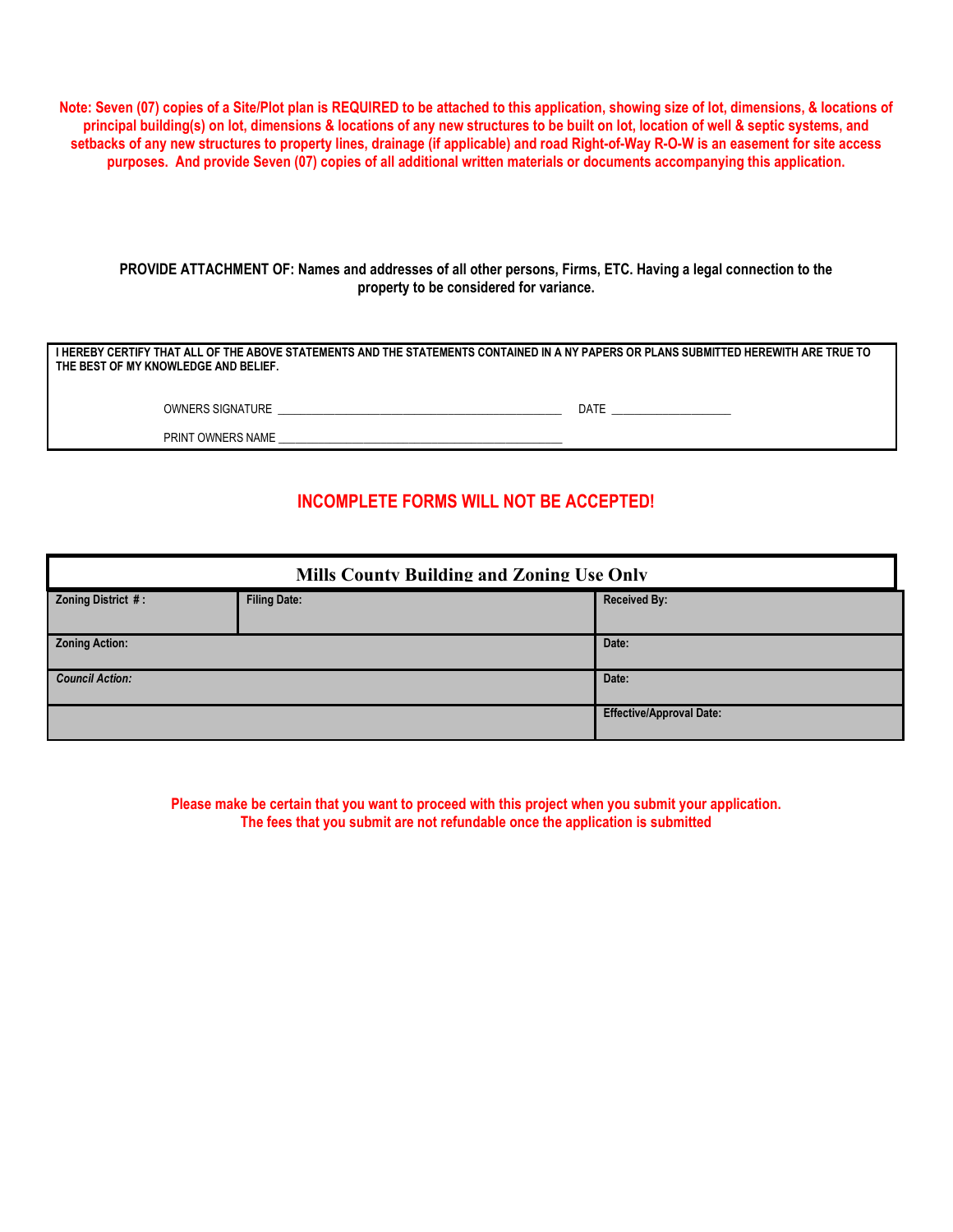**Note: Seven (07) copies of a Site/Plot plan is REQUIRED to be attached to this application, showing size of lot, dimensions, & locations of principal building(s) on lot, dimensions & locations of any new structures to be built on lot, location of well & septic systems, and setbacks of any new structures to be property lines, drainage (if applicable) and road Right-of-Way R-O-W is an easement for site access purposes. And provide Seven (07) copies of all additional written materials or documents accompanying this application.**

**PROVIDE ATTACHMENT OF: Names and addresses of all other persons, Firms, ETC. Having a legal connection to the property to be considered for variance.**

**I HEREBY CERTIFY THAT ALL OF THE ABOVE STATEMENTS AND THE STATEMENTS CONTAINED IN A NY PAPERS OR PLANS SUBMITTED HEREWITH ARE TRUE TO THE BEST OF MY KNOWLEDGE AND BELIEF.**

OWNERS SIGNATURE ______________________________________________ DATE ____________________

PRINT OWNERS NAME ______________________________________________

## INCOMPLETE FORMS WILL NOT BE ACCEPTED!

**Mills County Building and Zoning Use Only**

| | | |
|---|---|---|
| **Zoning District # :** | **Filing Date:** | **Received By:** |
| **Zoning Action:** | | **Date:** |
| ***Council Action:*** | | **Date:** |
| | | **Effective/Approval Date:** |

**Please make be certain that you want to proceed with this project when you submit your application. The fees that you submit are not refundable once the application is submitted**